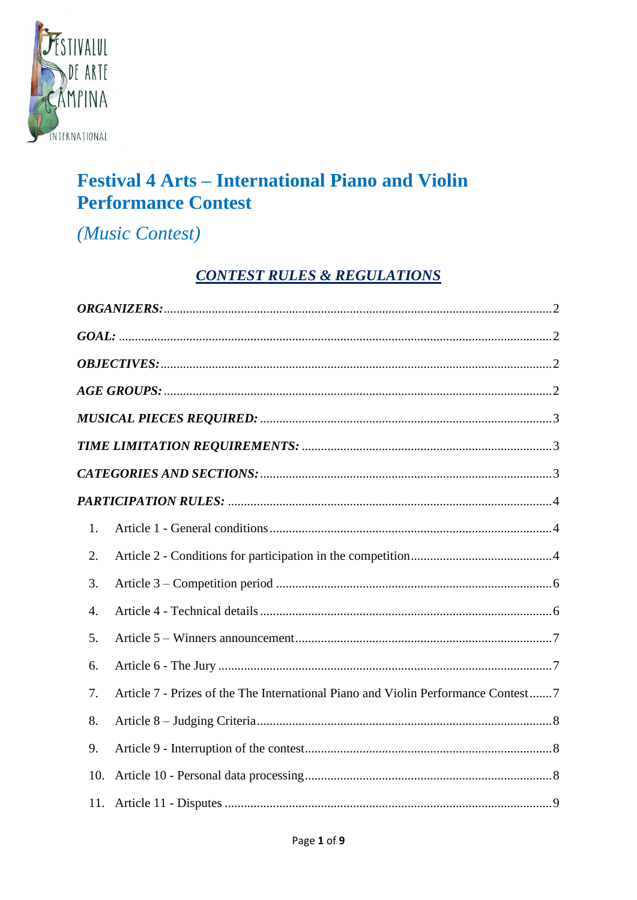# Festival 4 Arts – International Piano and Violin Performance Contest

*(Music Contest)*

## *CONTEST RULES & REGULATIONS*

*ORGANIZERS:* .......... 2

*GOAL:* .......... 2

*OBJECTIVES:* .......... 2

*AGE GROUPS:* .......... 2

*MUSICAL PIECES REQUIRED:* .......... 3

*TIME LIMITATION REQUIREMENTS:* .......... 3

*CATEGORIES AND SECTIONS:* .......... 3

*PARTICIPATION RULES:* .......... 4

1. Article 1 - General conditions .......... 4
2. Article 2 - Conditions for participation in the competition .......... 4
3. Article 3 – Competition period .......... 6
4. Article 4 - Technical details .......... 6
5. Article 5 – Winners announcement .......... 7
6. Article 6 - The Jury .......... 7
7. Article 7 - Prizes of the The International Piano and Violin Performance Contest .......... 7
8. Article 8 – Judging Criteria .......... 8
9. Article 9 - Interruption of the contest .......... 8
10. Article 10 - Personal data processing .......... 8
11. Article 11 - Disputes .......... 9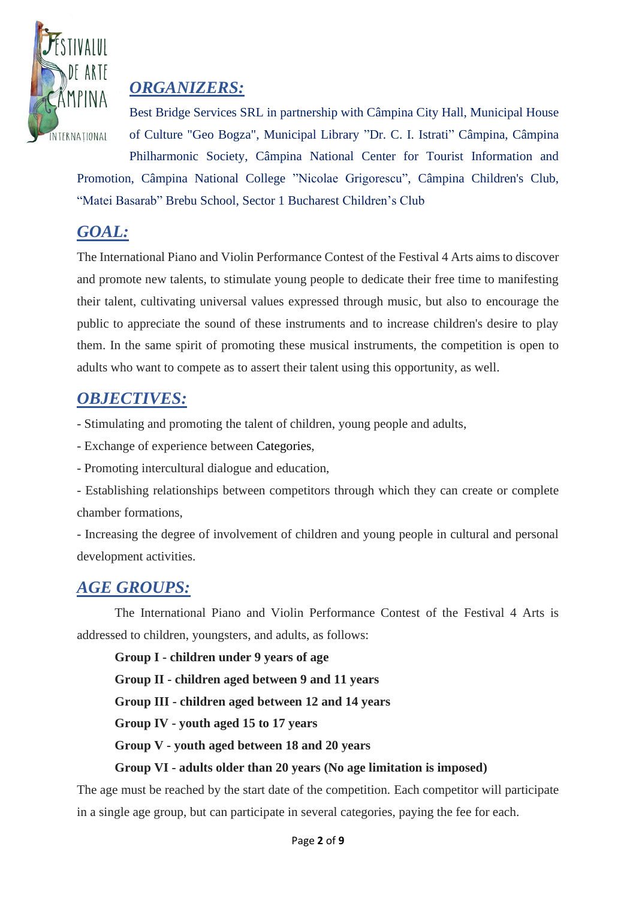## ***ORGANIZERS:***

Best Bridge Services SRL in partnership with Câmpina City Hall, Municipal House of Culture "Geo Bogza", Municipal Library ”Dr. C. I. Istrati” Câmpina, Câmpina Philharmonic Society, Câmpina National Center for Tourist Information and Promotion, Câmpina National College ”Nicolae Grigorescu”, Câmpina Children's Club, “Matei Basarab” Brebu School, Sector 1 Bucharest Children’s Club

## ***GOAL:***

The International Piano and Violin Performance Contest of the Festival 4 Arts aims to discover and promote new talents, to stimulate young people to dedicate their free time to manifesting their talent, cultivating universal values expressed through music, but also to encourage the public to appreciate the sound of these instruments and to increase children's desire to play them. In the same spirit of promoting these musical instruments, the competition is open to adults who want to compete as to assert their talent using this opportunity, as well.

## ***OBJECTIVES:***

- Stimulating and promoting the talent of children, young people and adults,
- Exchange of experience between Categories,
- Promoting intercultural dialogue and education,
- Establishing relationships between competitors through which they can create or complete chamber formations,
- Increasing the degree of involvement of children and young people in cultural and personal development activities.

## ***AGE GROUPS:***

The International Piano and Violin Performance Contest of the Festival 4 Arts is addressed to children, youngsters, and adults, as follows:

**Group I - children under 9 years of age**

**Group II - children aged between 9 and 11 years**

**Group III - children aged between 12 and 14 years**

**Group IV - youth aged 15 to 17 years**

**Group V - youth aged between 18 and 20 years**

**Group VI - adults older than 20 years (No age limitation is imposed)**

The age must be reached by the start date of the competition. Each competitor will participate in a single age group, but can participate in several categories, paying the fee for each.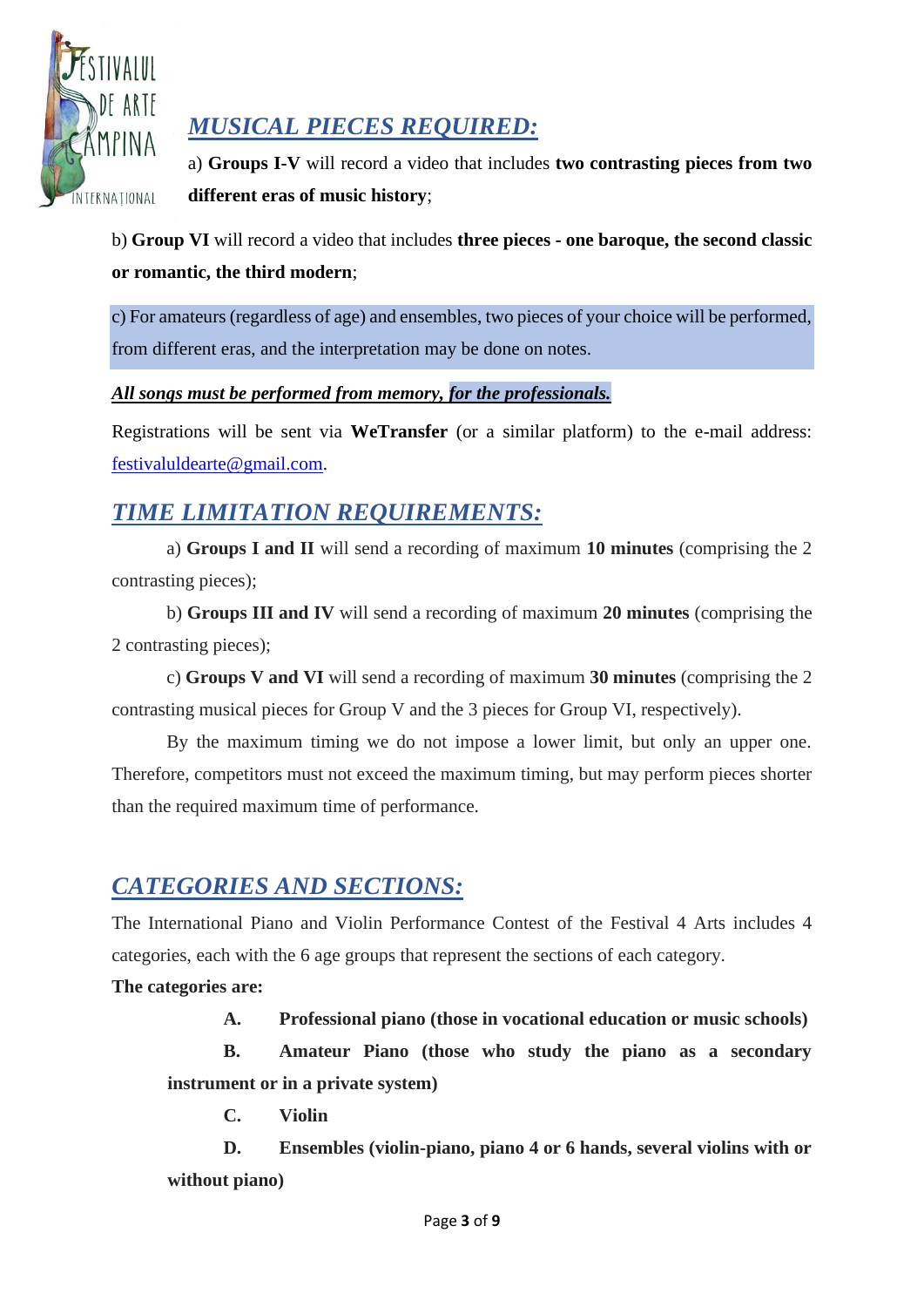## *MUSICAL PIECES REQUIRED:*

a) **Groups I-V** will record a video that includes **two contrasting pieces from two different eras of music history**;

b) **Group VI** will record a video that includes **three pieces - one baroque, the second classic or romantic, the third modern**;

c) For amateurs (regardless of age) and ensembles, two pieces of your choice will be performed, from different eras, and the interpretation may be done on notes.

***All songs must be performed from memory, for the professionals.***

Registrations will be sent via **WeTransfer** (or a similar platform) to the e-mail address: festivaluldearte@gmail.com.

## *TIME LIMITATION REQUIREMENTS:*

a) **Groups I and II** will send a recording of maximum **10 minutes** (comprising the 2 contrasting pieces);

b) **Groups III and IV** will send a recording of maximum **20 minutes** (comprising the 2 contrasting pieces);

c) **Groups V and VI** will send a recording of maximum **30 minutes** (comprising the 2 contrasting musical pieces for Group V and the 3 pieces for Group VI, respectively).

By the maximum timing we do not impose a lower limit, but only an upper one. Therefore, competitors must not exceed the maximum timing, but may perform pieces shorter than the required maximum time of performance.

## *CATEGORIES AND SECTIONS:*

The International Piano and Violin Performance Contest of the Festival 4 Arts includes 4 categories, each with the 6 age groups that represent the sections of each category.

**The categories are:**

**A. Professional piano (those in vocational education or music schools)**

**B. Amateur Piano (those who study the piano as a secondary instrument or in a private system)**

**C. Violin**

**D. Ensembles (violin-piano, piano 4 or 6 hands, several violins with or without piano)**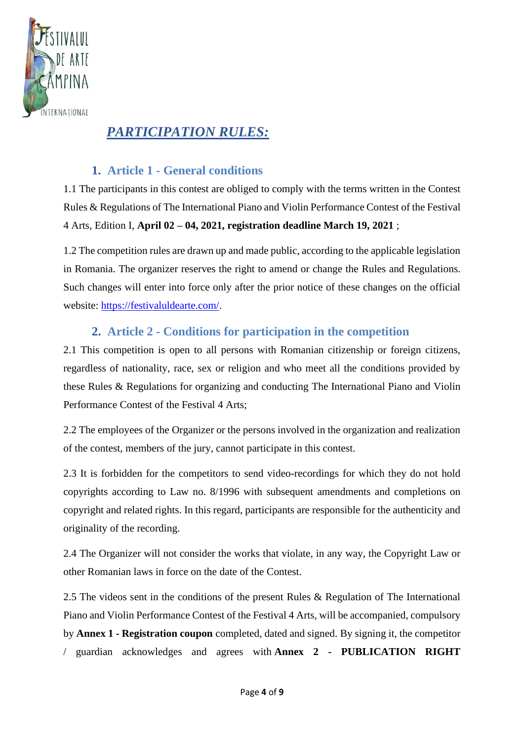# ***PARTICIPATION RULES:***

## 1. Article 1 - General conditions

1.1 The participants in this contest are obliged to comply with the terms written in the Contest Rules & Regulations of The International Piano and Violin Performance Contest of the Festival 4 Arts, Edition I, **April 02 – 04, 2021, registration deadline March 19, 2021** ;

1.2 The competition rules are drawn up and made public, according to the applicable legislation in Romania. The organizer reserves the right to amend or change the Rules and Regulations. Such changes will enter into force only after the prior notice of these changes on the official website: https://festivaluldearte.com/.

## 2. Article 2 - Conditions for participation in the competition

2.1 This competition is open to all persons with Romanian citizenship or foreign citizens, regardless of nationality, race, sex or religion and who meet all the conditions provided by these Rules & Regulations for organizing and conducting The International Piano and Violin Performance Contest of the Festival 4 Arts;

2.2 The employees of the Organizer or the persons involved in the organization and realization of the contest, members of the jury, cannot participate in this contest.

2.3 It is forbidden for the competitors to send video-recordings for which they do not hold copyrights according to Law no. 8/1996 with subsequent amendments and completions on copyright and related rights. In this regard, participants are responsible for the authenticity and originality of the recording.

2.4 The Organizer will not consider the works that violate, in any way, the Copyright Law or other Romanian laws in force on the date of the Contest.

2.5 The videos sent in the conditions of the present Rules & Regulation of The International Piano and Violin Performance Contest of the Festival 4 Arts, will be accompanied, compulsory by **Annex 1 - Registration coupon** completed, dated and signed. By signing it, the competitor / guardian acknowledges and agrees with **Annex 2 - PUBLICATION RIGHT**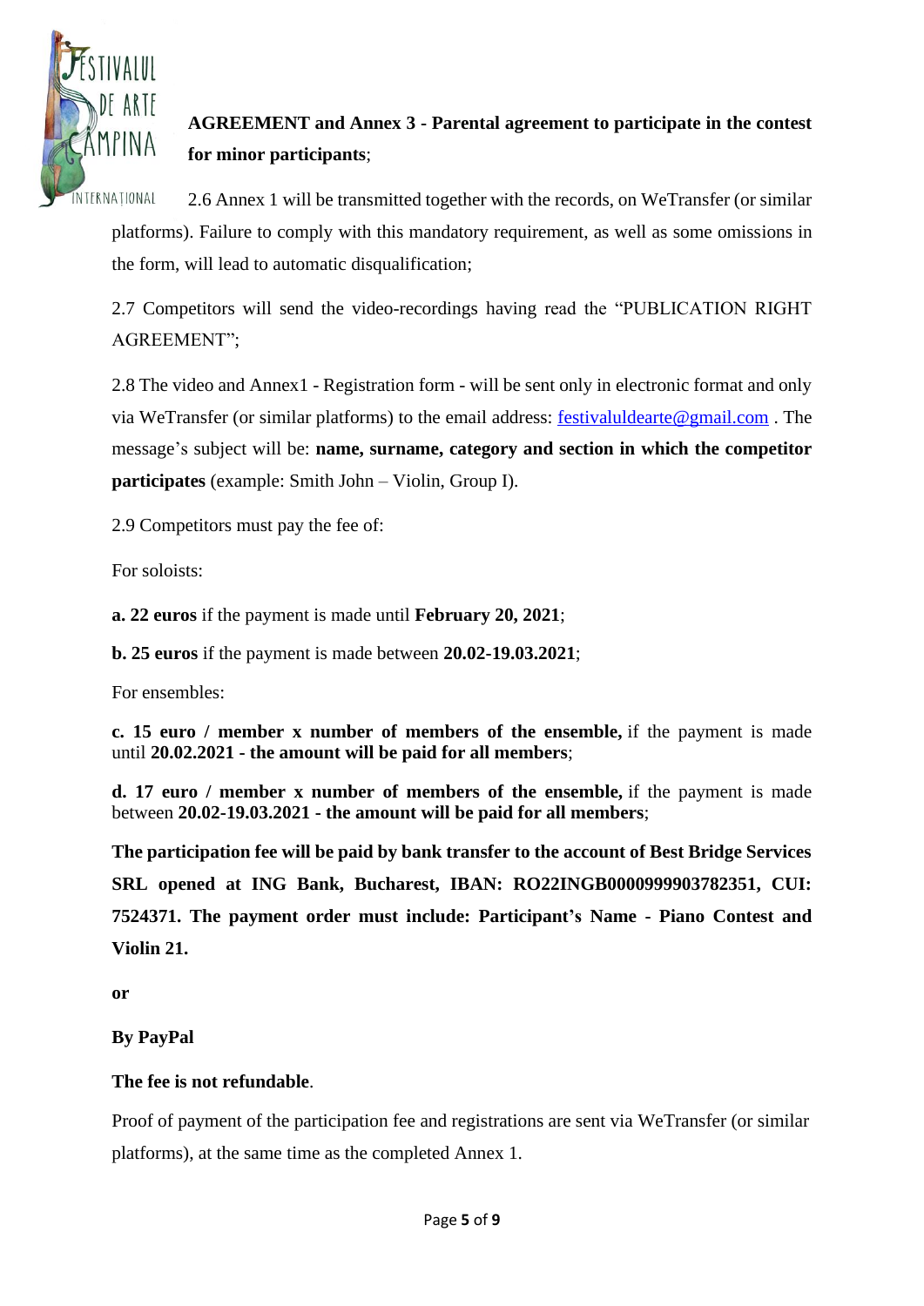**AGREEMENT and Annex 3 - Parental agreement to participate in the contest for minor participants**;

2.6 Annex 1 will be transmitted together with the records, on WeTransfer (or similar platforms). Failure to comply with this mandatory requirement, as well as some omissions in the form, will lead to automatic disqualification;

2.7 Competitors will send the video-recordings having read the "PUBLICATION RIGHT AGREEMENT";

2.8 The video and Annex1 - Registration form - will be sent only in electronic format and only via WeTransfer (or similar platforms) to the email address: festivaluldearte@gmail.com . The message's subject will be: **name, surname, category and section in which the competitor participates** (example: Smith John – Violin, Group I).

2.9 Competitors must pay the fee of:

For soloists:

**a. 22 euros** if the payment is made until **February 20, 2021**;

**b. 25 euros** if the payment is made between **20.02-19.03.2021**;

For ensembles:

**c. 15 euro / member x number of members of the ensemble,** if the payment is made until **20.02.2021 - the amount will be paid for all members**;

**d. 17 euro / member x number of members of the ensemble,** if the payment is made between **20.02-19.03.2021 - the amount will be paid for all members**;

**The participation fee will be paid by bank transfer to the account of Best Bridge Services SRL opened at ING Bank, Bucharest, IBAN: RO22INGB0000999903782351, CUI: 7524371. The payment order must include: Participant's Name - Piano Contest and Violin 21.**

**or**

**By PayPal**

**The fee is not refundable**.

Proof of payment of the participation fee and registrations are sent via WeTransfer (or similar platforms), at the same time as the completed Annex 1.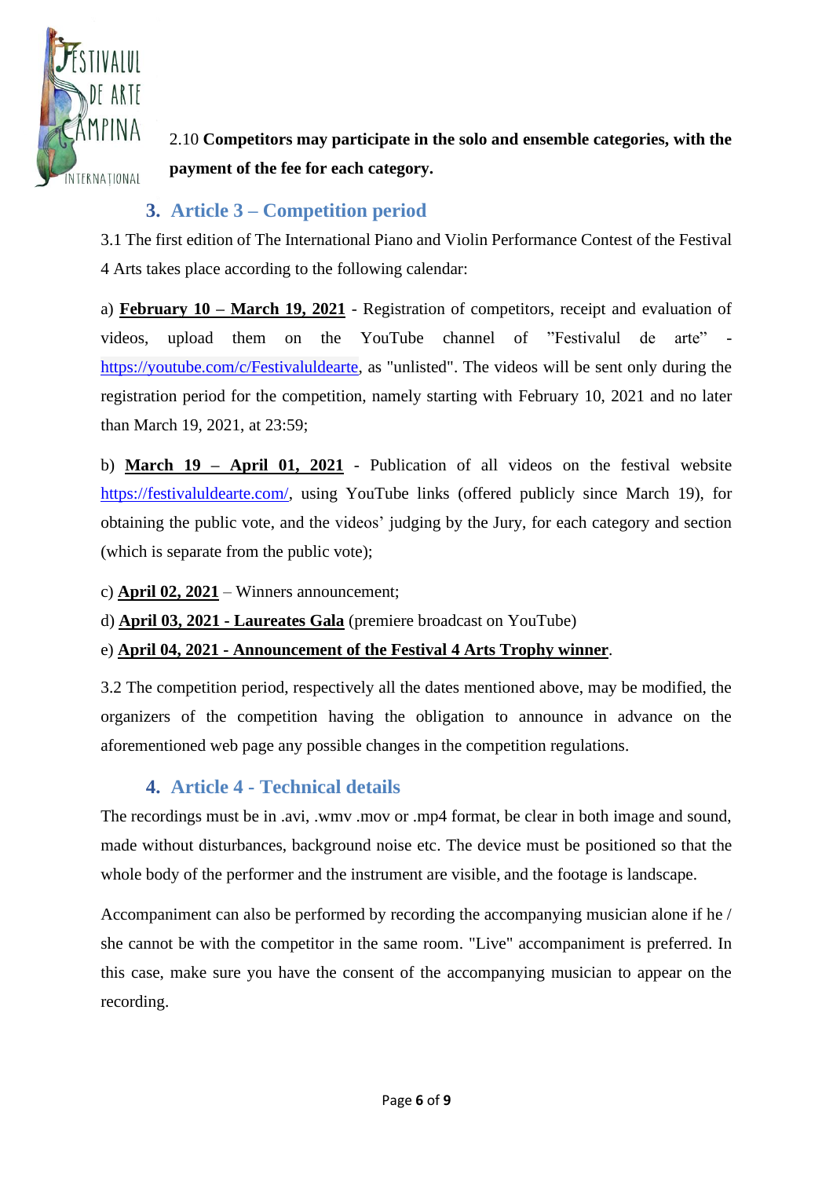2.10 **Competitors may participate in the solo and ensemble categories, with the payment of the fee for each category.**

## 3. Article 3 – Competition period

3.1 The first edition of The International Piano and Violin Performance Contest of the Festival 4 Arts takes place according to the following calendar:

a) **February 10 – March 19, 2021** - Registration of competitors, receipt and evaluation of videos, upload them on the YouTube channel of "Festivalul de arte" - https://youtube.com/c/Festivaluldearte, as "unlisted". The videos will be sent only during the registration period for the competition, namely starting with February 10, 2021 and no later than March 19, 2021, at 23:59;

b) **March 19 – April 01, 2021** - Publication of all videos on the festival website https://festivaluldearte.com/, using YouTube links (offered publicly since March 19), for obtaining the public vote, and the videos' judging by the Jury, for each category and section (which is separate from the public vote);

c) **April 02, 2021** – Winners announcement;

d) **April 03, 2021 - Laureates Gala** (premiere broadcast on YouTube)

e) **April 04, 2021 - Announcement of the Festival 4 Arts Trophy winner**.

3.2 The competition period, respectively all the dates mentioned above, may be modified, the organizers of the competition having the obligation to announce in advance on the aforementioned web page any possible changes in the competition regulations.

## 4. Article 4 - Technical details

The recordings must be in .avi, .wmv .mov or .mp4 format, be clear in both image and sound, made without disturbances, background noise etc. The device must be positioned so that the whole body of the performer and the instrument are visible, and the footage is landscape.

Accompaniment can also be performed by recording the accompanying musician alone if he / she cannot be with the competitor in the same room. "Live" accompaniment is preferred. In this case, make sure you have the consent of the accompanying musician to appear on the recording.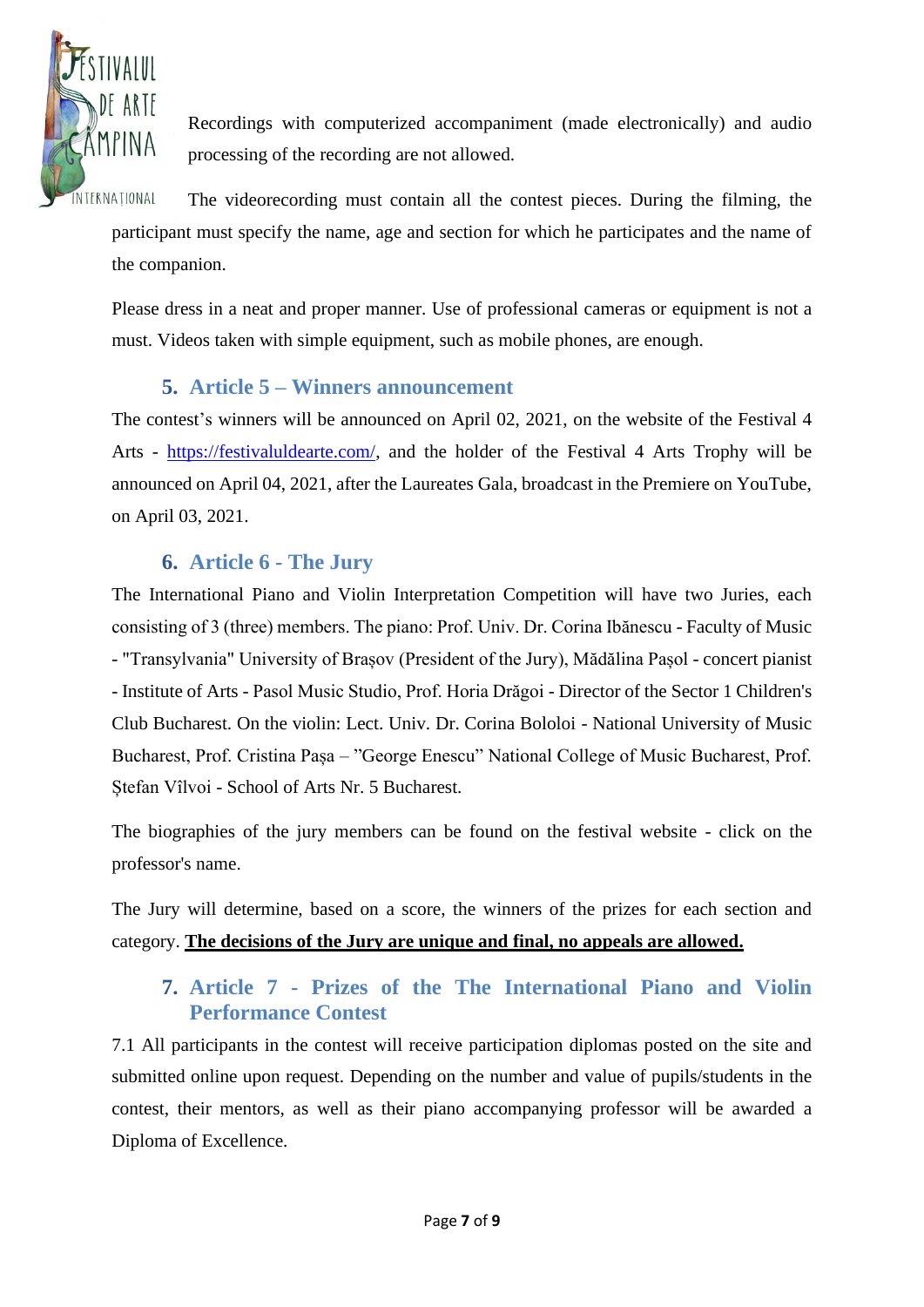Recordings with computerized accompaniment (made electronically) and audio processing of the recording are not allowed.

The videorecording must contain all the contest pieces. During the filming, the participant must specify the name, age and section for which he participates and the name of the companion.

Please dress in a neat and proper manner. Use of professional cameras or equipment is not a must. Videos taken with simple equipment, such as mobile phones, are enough.

## 5. Article 5 – Winners announcement

The contest's winners will be announced on April 02, 2021, on the website of the Festival 4 Arts - https://festivaluldearte.com/, and the holder of the Festival 4 Arts Trophy will be announced on April 04, 2021, after the Laureates Gala, broadcast in the Premiere on YouTube, on April 03, 2021.

## 6. Article 6 - The Jury

The International Piano and Violin Interpretation Competition will have two Juries, each consisting of 3 (three) members. The piano: Prof. Univ. Dr. Corina Ibănescu - Faculty of Music - "Transylvania" University of Brașov (President of the Jury), Mădălina Pașol - concert pianist - Institute of Arts - Pasol Music Studio, Prof. Horia Drăgoi - Director of the Sector 1 Children's Club Bucharest. On the violin: Lect. Univ. Dr. Corina Bololoi - National University of Music Bucharest, Prof. Cristina Pașa – "George Enescu" National College of Music Bucharest, Prof. Ștefan Vîlvoi - School of Arts Nr. 5 Bucharest.

The biographies of the jury members can be found on the festival website - click on the professor's name.

The Jury will determine, based on a score, the winners of the prizes for each section and category. **The decisions of the Jury are unique and final, no appeals are allowed.**

## 7. Article 7 - Prizes of the The International Piano and Violin Performance Contest

7.1 All participants in the contest will receive participation diplomas posted on the site and submitted online upon request. Depending on the number and value of pupils/students in the contest, their mentors, as well as their piano accompanying professor will be awarded a Diploma of Excellence.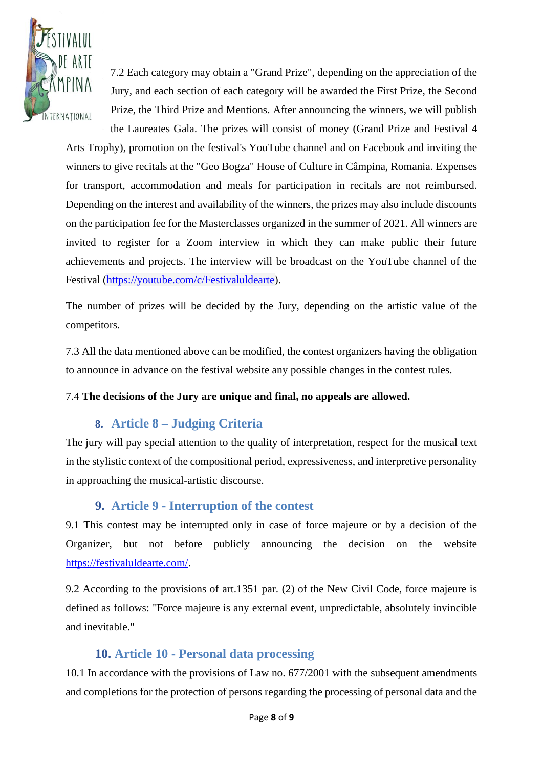7.2 Each category may obtain a "Grand Prize", depending on the appreciation of the Jury, and each section of each category will be awarded the First Prize, the Second Prize, the Third Prize and Mentions. After announcing the winners, we will publish the Laureates Gala. The prizes will consist of money (Grand Prize and Festival 4 Arts Trophy), promotion on the festival's YouTube channel and on Facebook and inviting the winners to give recitals at the "Geo Bogza" House of Culture in Câmpina, Romania. Expenses for transport, accommodation and meals for participation in recitals are not reimbursed. Depending on the interest and availability of the winners, the prizes may also include discounts on the participation fee for the Masterclasses organized in the summer of 2021. All winners are invited to register for a Zoom interview in which they can make public their future achievements and projects. The interview will be broadcast on the YouTube channel of the Festival (https://youtube.com/c/Festivaluldearte).

The number of prizes will be decided by the Jury, depending on the artistic value of the competitors.

7.3 All the data mentioned above can be modified, the contest organizers having the obligation to announce in advance on the festival website any possible changes in the contest rules.

7.4 **The decisions of the Jury are unique and final, no appeals are allowed.**

## 8. Article 8 – Judging Criteria

The jury will pay special attention to the quality of interpretation, respect for the musical text in the stylistic context of the compositional period, expressiveness, and interpretive personality in approaching the musical-artistic discourse.

## 9. Article 9 - Interruption of the contest

9.1 This contest may be interrupted only in case of force majeure or by a decision of the Organizer, but not before publicly announcing the decision on the website https://festivaluldearte.com/.

9.2 According to the provisions of art.1351 par. (2) of the New Civil Code, force majeure is defined as follows: "Force majeure is any external event, unpredictable, absolutely invincible and inevitable."

## 10. Article 10 - Personal data processing

10.1 In accordance with the provisions of Law no. 677/2001 with the subsequent amendments and completions for the protection of persons regarding the processing of personal data and the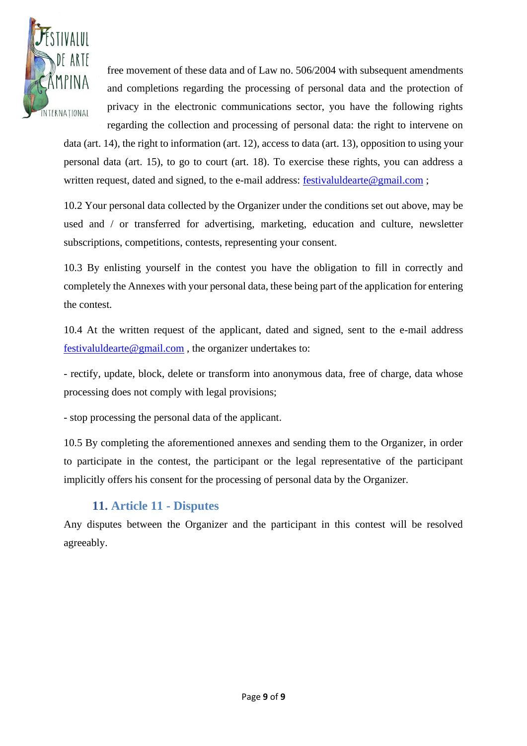free movement of these data and of Law no. 506/2004 with subsequent amendments and completions regarding the processing of personal data and the protection of privacy in the electronic communications sector, you have the following rights regarding the collection and processing of personal data: the right to intervene on data (art. 14), the right to information (art. 12), access to data (art. 13), opposition to using your personal data (art. 15), to go to court (art. 18). To exercise these rights, you can address a written request, dated and signed, to the e-mail address: festivaluldearte@gmail.com ;

10.2 Your personal data collected by the Organizer under the conditions set out above, may be used and / or transferred for advertising, marketing, education and culture, newsletter subscriptions, competitions, contests, representing your consent.

10.3 By enlisting yourself in the contest you have the obligation to fill in correctly and completely the Annexes with your personal data, these being part of the application for entering the contest.

10.4 At the written request of the applicant, dated and signed, sent to the e-mail address festivaluldearte@gmail.com , the organizer undertakes to:

- rectify, update, block, delete or transform into anonymous data, free of charge, data whose processing does not comply with legal provisions;

- stop processing the personal data of the applicant.

10.5 By completing the aforementioned annexes and sending them to the Organizer, in order to participate in the contest, the participant or the legal representative of the participant implicitly offers his consent for the processing of personal data by the Organizer.

## 11. Article 11 - Disputes

Any disputes between the Organizer and the participant in this contest will be resolved agreeably.